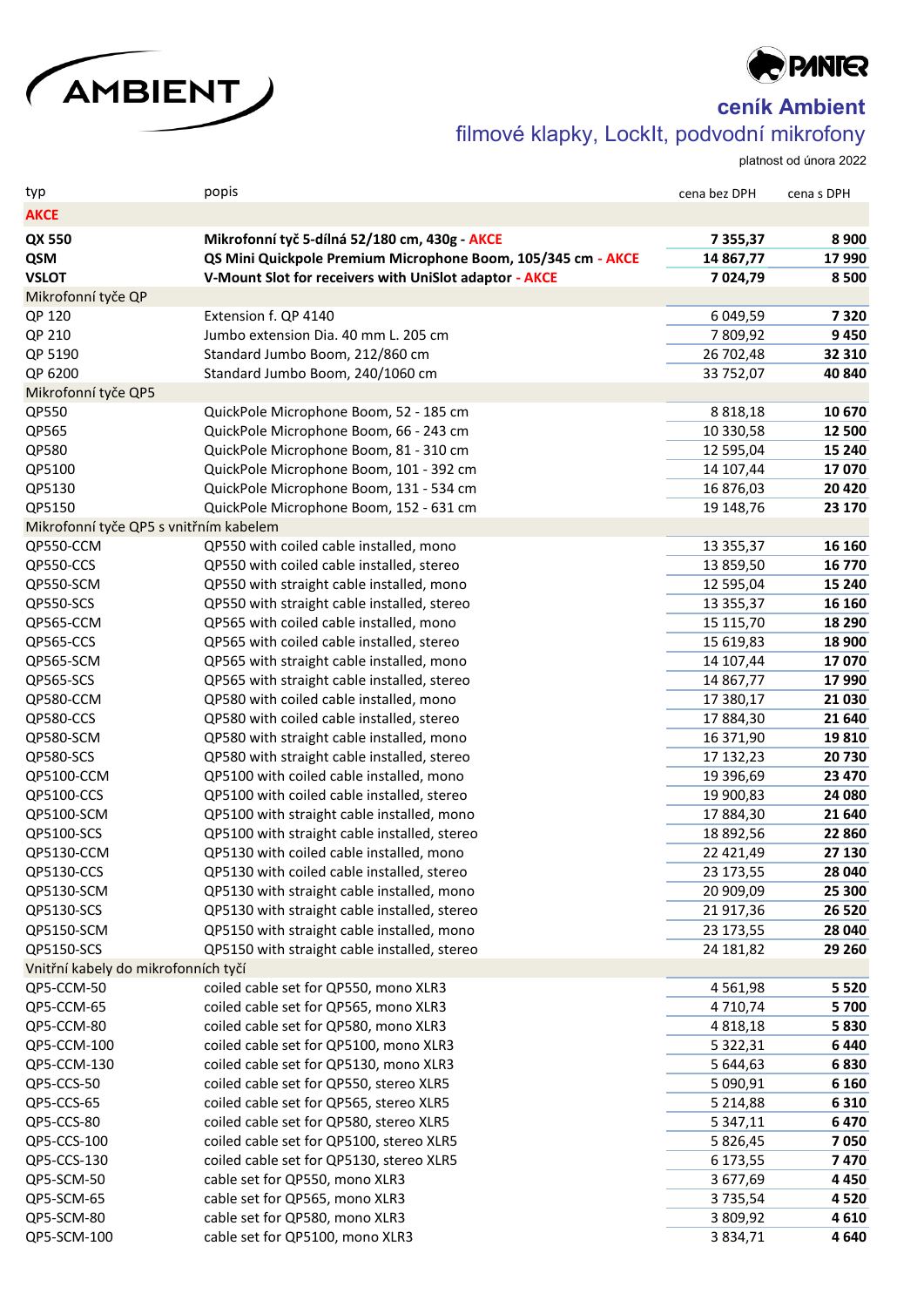AMBIENT

PANTER

# ceník Ambient

## filmové klapky, LockIt, podvodní mikrofony

platnost od února 2022

| typ | popis | cena bez DPH | cena s DPH |
|---|---|---|---|
| **AKCE** | | | |
| **QX 550** | **Mikrofonní tyč 5-dílná 52/180 cm, 430g - AKCE** | **7 355,37** | **8 900** |
| **QSM** | **QS Mini Quickpole Premium Microphone Boom, 105/345 cm - AKCE** | **14 867,77** | **17 990** |
| **VSLOT** | **V-Mount Slot for receivers with UniSlot adaptor - AKCE** | **7 024,79** | **8 500** |
| Mikrofonní tyče QP | | | |
| QP 120 | Extension f. QP 4140 | 6 049,59 | **7 320** |
| QP 210 | Jumbo extension Dia. 40 mm L. 205 cm | 7 809,92 | **9 450** |
| QP 5190 | Standard Jumbo Boom, 212/860 cm | 26 702,48 | **32 310** |
| QP 6200 | Standard Jumbo Boom, 240/1060 cm | 33 752,07 | **40 840** |
| Mikrofonní tyče QP5 | | | |
| QP550 | QuickPole Microphone Boom, 52 - 185 cm | 8 818,18 | **10 670** |
| QP565 | QuickPole Microphone Boom, 66 - 243 cm | 10 330,58 | **12 500** |
| QP580 | QuickPole Microphone Boom, 81 - 310 cm | 12 595,04 | **15 240** |
| QP5100 | QuickPole Microphone Boom, 101 - 392 cm | 14 107,44 | **17 070** |
| QP5130 | QuickPole Microphone Boom, 131 - 534 cm | 16 876,03 | **20 420** |
| QP5150 | QuickPole Microphone Boom, 152 - 631 cm | 19 148,76 | **23 170** |
| Mikrofonní tyče QP5 s vnitřním kabelem | | | |
| QP550-CCM | QP550 with coiled cable installed, mono | 13 355,37 | **16 160** |
| QP550-CCS | QP550 with coiled cable installed, stereo | 13 859,50 | **16 770** |
| QP550-SCM | QP550 with straight cable installed, mono | 12 595,04 | **15 240** |
| QP550-SCS | QP550 with straight cable installed, stereo | 13 355,37 | **16 160** |
| QP565-CCM | QP565 with coiled cable installed, mono | 15 115,70 | **18 290** |
| QP565-CCS | QP565 with coiled cable installed, stereo | 15 619,83 | **18 900** |
| QP565-SCM | QP565 with straight cable installed, mono | 14 107,44 | **17 070** |
| QP565-SCS | QP565 with straight cable installed, stereo | 14 867,77 | **17 990** |
| QP580-CCM | QP580 with coiled cable installed, mono | 17 380,17 | **21 030** |
| QP580-CCS | QP580 with coiled cable installed, stereo | 17 884,30 | **21 640** |
| QP580-SCM | QP580 with straight cable installed, mono | 16 371,90 | **19 810** |
| QP580-SCS | QP580 with straight cable installed, stereo | 17 132,23 | **20 730** |
| QP5100-CCM | QP5100 with coiled cable installed, mono | 19 396,69 | **23 470** |
| QP5100-CCS | QP5100 with coiled cable installed, stereo | 19 900,83 | **24 080** |
| QP5100-SCM | QP5100 with straight cable installed, mono | 17 884,30 | **21 640** |
| QP5100-SCS | QP5100 with straight cable installed, stereo | 18 892,56 | **22 860** |
| QP5130-CCM | QP5130 with coiled cable installed, mono | 22 421,49 | **27 130** |
| QP5130-CCS | QP5130 with coiled cable installed, stereo | 23 173,55 | **28 040** |
| QP5130-SCM | QP5130 with straight cable installed, mono | 20 909,09 | **25 300** |
| QP5130-SCS | QP5130 with straight cable installed, stereo | 21 917,36 | **26 520** |
| QP5150-SCM | QP5150 with straight cable installed, mono | 23 173,55 | **28 040** |
| QP5150-SCS | QP5150 with straight cable installed, stereo | 24 181,82 | **29 260** |
| Vnitřní kabely do mikrofonních tyčí | | | |
| QP5-CCM-50 | coiled cable set for QP550, mono XLR3 | 4 561,98 | **5 520** |
| QP5-CCM-65 | coiled cable set for QP565, mono XLR3 | 4 710,74 | **5 700** |
| QP5-CCM-80 | coiled cable set for QP580, mono XLR3 | 4 818,18 | **5 830** |
| QP5-CCM-100 | coiled cable set for QP5100, mono XLR3 | 5 322,31 | **6 440** |
| QP5-CCM-130 | coiled cable set for QP5130, mono XLR3 | 5 644,63 | **6 830** |
| QP5-CCS-50 | coiled cable set for QP550, stereo XLR5 | 5 090,91 | **6 160** |
| QP5-CCS-65 | coiled cable set for QP565, stereo XLR5 | 5 214,88 | **6 310** |
| QP5-CCS-80 | coiled cable set for QP580, stereo XLR5 | 5 347,11 | **6 470** |
| QP5-CCS-100 | coiled cable set for QP5100, stereo XLR5 | 5 826,45 | **7 050** |
| QP5-CCS-130 | coiled cable set for QP5130, stereo XLR5 | 6 173,55 | **7 470** |
| QP5-SCM-50 | cable set for QP550, mono XLR3 | 3 677,69 | **4 450** |
| QP5-SCM-65 | cable set for QP565, mono XLR3 | 3 735,54 | **4 520** |
| QP5-SCM-80 | cable set for QP580, mono XLR3 | 3 809,92 | **4 610** |
| QP5-SCM-100 | cable set for QP5100, mono XLR3 | 3 834,71 | **4 640** |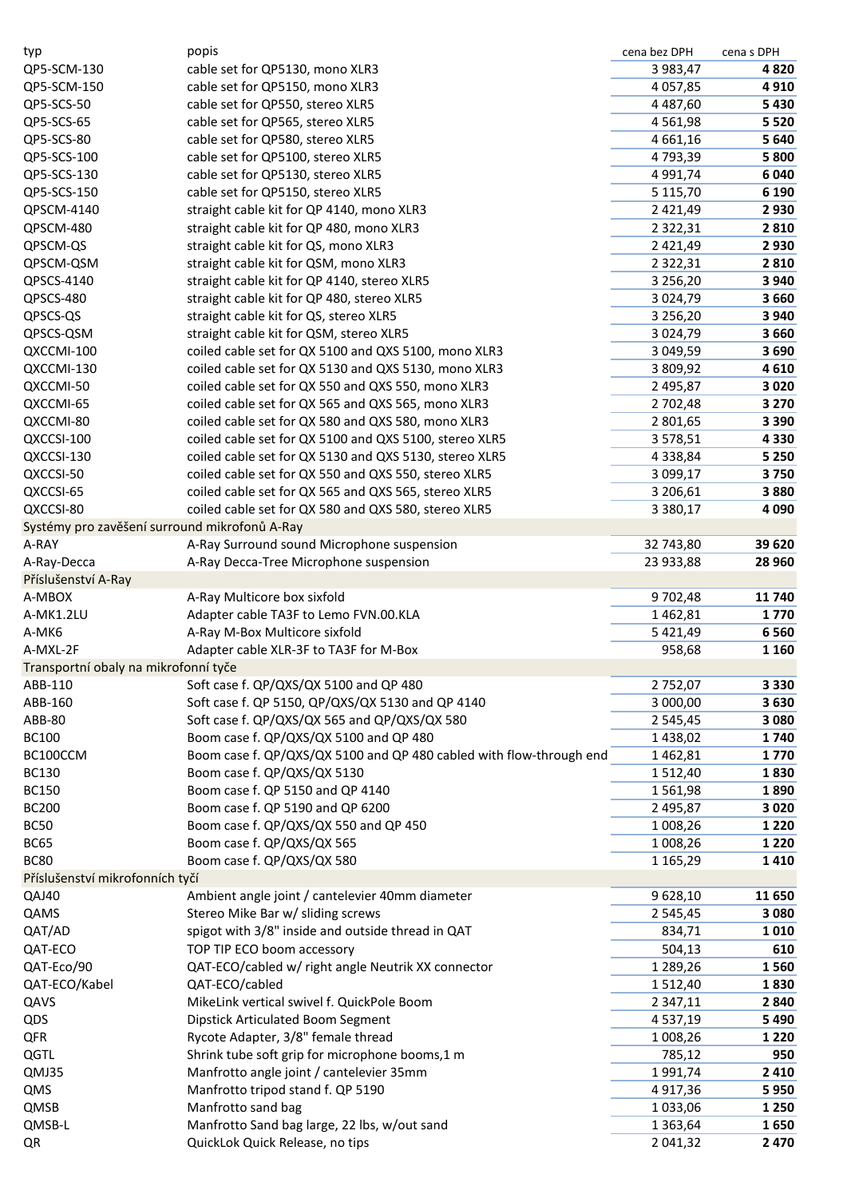| typ | popis | cena bez DPH | cena s DPH |
|---|---|---|---|
| QP5-SCM-130 | cable set for QP5130, mono XLR3 | 3 983,47 | **4 820** |
| QP5-SCM-150 | cable set for QP5150, mono XLR3 | 4 057,85 | **4 910** |
| QP5-SCS-50 | cable set for QP550, stereo XLR5 | 4 487,60 | **5 430** |
| QP5-SCS-65 | cable set for QP565, stereo XLR5 | 4 561,98 | **5 520** |
| QP5-SCS-80 | cable set for QP580, stereo XLR5 | 4 661,16 | **5 640** |
| QP5-SCS-100 | cable set for QP5100, stereo XLR5 | 4 793,39 | **5 800** |
| QP5-SCS-130 | cable set for QP5130, stereo XLR5 | 4 991,74 | **6 040** |
| QP5-SCS-150 | cable set for QP5150, stereo XLR5 | 5 115,70 | **6 190** |
| QPSCM-4140 | straight cable kit for QP 4140, mono XLR3 | 2 421,49 | **2 930** |
| QPSCM-480 | straight cable kit for QP 480, mono XLR3 | 2 322,31 | **2 810** |
| QPSCM-QS | straight cable kit for QS, mono XLR3 | 2 421,49 | **2 930** |
| QPSCM-QSM | straight cable kit for QSM, mono XLR3 | 2 322,31 | **2 810** |
| QPSCS-4140 | straight cable kit for QP 4140, stereo XLR5 | 3 256,20 | **3 940** |
| QPSCS-480 | straight cable kit for QP 480, stereo XLR5 | 3 024,79 | **3 660** |
| QPSCS-QS | straight cable kit for QS, stereo XLR5 | 3 256,20 | **3 940** |
| QPSCS-QSM | straight cable kit for QSM, stereo XLR5 | 3 024,79 | **3 660** |
| QXCCMI-100 | coiled cable set for QX 5100 and QXS 5100, mono XLR3 | 3 049,59 | **3 690** |
| QXCCMI-130 | coiled cable set for QX 5130 and QXS 5130, mono XLR3 | 3 809,92 | **4 610** |
| QXCCMI-50 | coiled cable set for QX 550 and QXS 550, mono XLR3 | 2 495,87 | **3 020** |
| QXCCMI-65 | coiled cable set for QX 565 and QXS 565, mono XLR3 | 2 702,48 | **3 270** |
| QXCCMI-80 | coiled cable set for QX 580 and QXS 580, mono XLR3 | 2 801,65 | **3 390** |
| QXCCSI-100 | coiled cable set for QX 5100 and QXS 5100, stereo XLR5 | 3 578,51 | **4 330** |
| QXCCSI-130 | coiled cable set for QX 5130 and QXS 5130, stereo XLR5 | 4 338,84 | **5 250** |
| QXCCSI-50 | coiled cable set for QX 550 and QXS 550, stereo XLR5 | 3 099,17 | **3 750** |
| QXCCSI-65 | coiled cable set for QX 565 and QXS 565, stereo XLR5 | 3 206,61 | **3 880** |
| QXCCSI-80 | coiled cable set for QX 580 and QXS 580, stereo XLR5 | 3 380,17 | **4 090** |
| Systémy pro zavěšení surround mikrofonů A-Ray | | | |
| A-RAY | A-Ray Surround sound Microphone suspension | 32 743,80 | **39 620** |
| A-Ray-Decca | A-Ray Decca-Tree Microphone suspension | 23 933,88 | **28 960** |
| Příslušenství A-Ray | | | |
| A-MBOX | A-Ray Multicore box sixfold | 9 702,48 | **11 740** |
| A-MK1.2LU | Adapter cable TA3F to Lemo FVN.00.KLA | 1 462,81 | **1 770** |
| A-MK6 | A-Ray M-Box Multicore sixfold | 5 421,49 | **6 560** |
| A-MXL-2F | Adapter cable XLR-3F to TA3F for M-Box | 958,68 | **1 160** |
| Transportní obaly na mikrofonní tyče | | | |
| ABB-110 | Soft case f. QP/QXS/QX 5100 and QP 480 | 2 752,07 | **3 330** |
| ABB-160 | Soft case f. QP 5150, QP/QXS/QX 5130 and QP 4140 | 3 000,00 | **3 630** |
| ABB-80 | Soft case f. QP/QXS/QX 565 and QP/QXS/QX 580 | 2 545,45 | **3 080** |
| BC100 | Boom case f. QP/QXS/QX 5100 and QP 480 | 1 438,02 | **1 740** |
| BC100CCM | Boom case f. QP/QXS/QX 5100 and QP 480 cabled with flow-through end | 1 462,81 | **1 770** |
| BC130 | Boom case f. QP/QXS/QX 5130 | 1 512,40 | **1 830** |
| BC150 | Boom case f. QP 5150 and QP 4140 | 1 561,98 | **1 890** |
| BC200 | Boom case f. QP 5190 and QP 6200 | 2 495,87 | **3 020** |
| BC50 | Boom case f. QP/QXS/QX 550 and QP 450 | 1 008,26 | **1 220** |
| BC65 | Boom case f. QP/QXS/QX 565 | 1 008,26 | **1 220** |
| BC80 | Boom case f. QP/QXS/QX 580 | 1 165,29 | **1 410** |
| Příslušenství mikrofonních tyčí | | | |
| QAJ40 | Ambient angle joint / cantelevier 40mm diameter | 9 628,10 | **11 650** |
| QAMS | Stereo Mike Bar w/ sliding screws | 2 545,45 | **3 080** |
| QAT/AD | spigot with 3/8" inside and outside thread in QAT | 834,71 | **1 010** |
| QAT-ECO | TOP TIP ECO boom accessory | 504,13 | **610** |
| QAT-Eco/90 | QAT-ECO/cabled w/ right angle Neutrik XX connector | 1 289,26 | **1 560** |
| QAT-ECO/Kabel | QAT-ECO/cabled | 1 512,40 | **1 830** |
| QAVS | MikeLink vertical swivel f. QuickPole Boom | 2 347,11 | **2 840** |
| QDS | Dipstick Articulated Boom Segment | 4 537,19 | **5 490** |
| QFR | Rycote Adapter, 3/8" female thread | 1 008,26 | **1 220** |
| QGTL | Shrink tube soft grip for microphone booms,1 m | 785,12 | **950** |
| QMJ35 | Manfrotto angle joint / cantelevier 35mm | 1 991,74 | **2 410** |
| QMS | Manfrotto tripod stand f. QP 5190 | 4 917,36 | **5 950** |
| QMSB | Manfrotto sand bag | 1 033,06 | **1 250** |
| QMSB-L | Manfrotto Sand bag large, 22 lbs, w/out sand | 1 363,64 | **1 650** |
| QR | QuickLok Quick Release, no tips | 2 041,32 | **2 470** |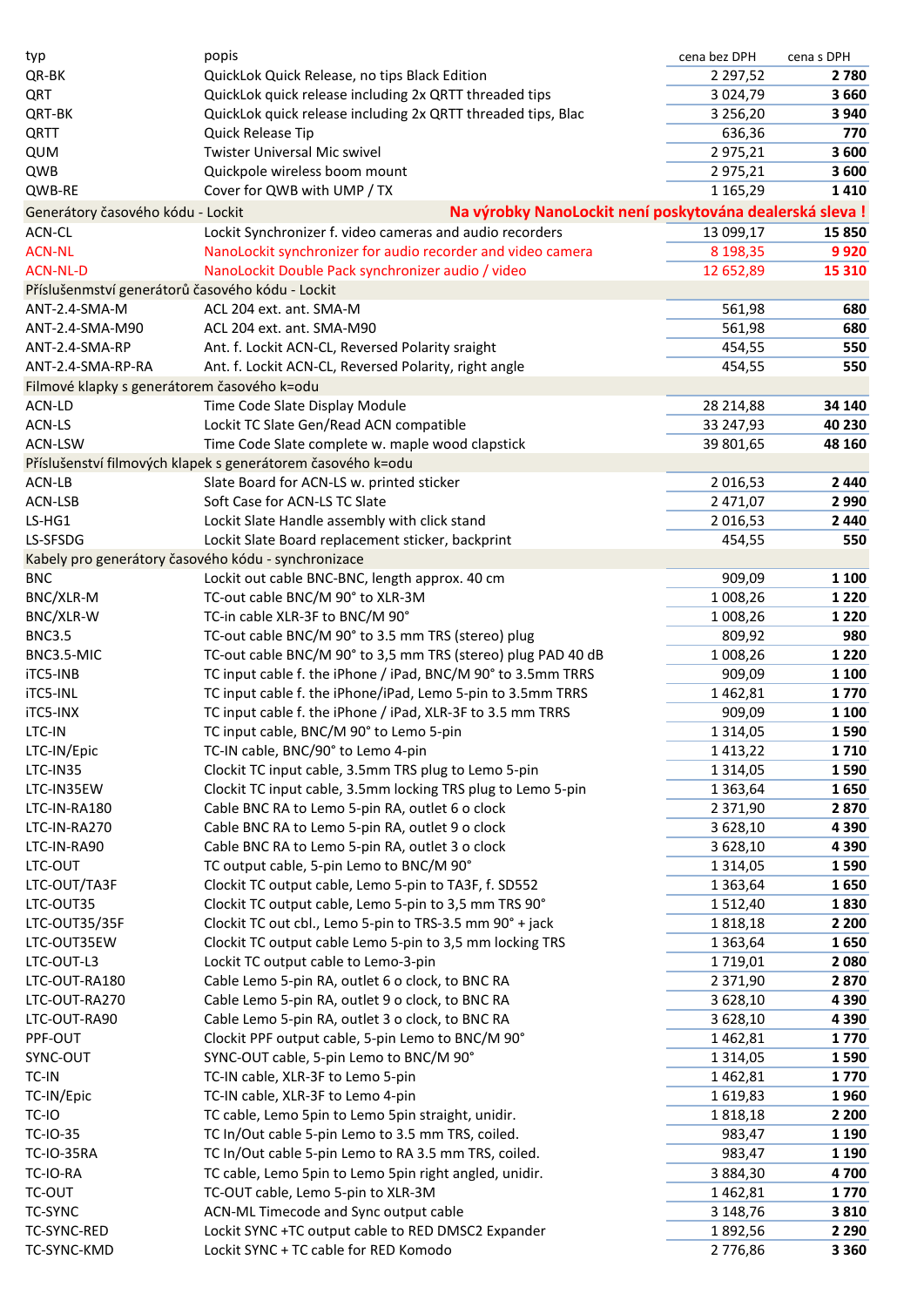| typ | popis | cena bez DPH | cena s DPH |
|---|---|---|---|
| QR-BK | QuickLok Quick Release, no tips Black Edition | 2 297,52 | **2 780** |
| QRT | QuickLok quick release including 2x QRTT threaded tips | 3 024,79 | **3 660** |
| QRT-BK | QuickLok quick release including 2x QRTT threaded tips, Blac | 3 256,20 | **3 940** |
| QRTT | Quick Release Tip | 636,36 | **770** |
| QUM | Twister Universal Mic swivel | 2 975,21 | **3 600** |
| QWB | Quickpole wireless boom mount | 2 975,21 | **3 600** |
| QWB-RE | Cover for QWB with UMP / TX | 1 165,29 | **1 410** |
| Generátory časového kódu - Lockit | **Na výrobky NanoLockit není poskytována dealerská sleva !** | | |
| ACN-CL | Lockit Synchronizer f. video cameras and audio recorders | 13 099,17 | **15 850** |
| ACN-NL | NanoLockit synchronizer for audio recorder and video camera | 8 198,35 | **9 920** |
| ACN-NL-D | NanoLockit Double Pack synchronizer audio / video | 12 652,89 | **15 310** |
| Příslušenmství generátorů časového kódu - Lockit | | | |
| ANT-2.4-SMA-M | ACL 204 ext. ant. SMA-M | 561,98 | **680** |
| ANT-2.4-SMA-M90 | ACL 204 ext. ant. SMA-M90 | 561,98 | **680** |
| ANT-2.4-SMA-RP | Ant. f. Lockit ACN-CL, Reversed Polarity sraight | 454,55 | **550** |
| ANT-2.4-SMA-RP-RA | Ant. f. Lockit ACN-CL, Reversed Polarity, right angle | 454,55 | **550** |
| Filmové klapky s generátorem časového k=odu | | | |
| ACN-LD | Time Code Slate Display Module | 28 214,88 | **34 140** |
| ACN-LS | Lockit TC Slate Gen/Read ACN compatible | 33 247,93 | **40 230** |
| ACN-LSW | Time Code Slate complete w. maple wood clapstick | 39 801,65 | **48 160** |
| Příslušenství filmových klapek s generátorem časového k=odu | | | |
| ACN-LB | Slate Board for ACN-LS w. printed sticker | 2 016,53 | **2 440** |
| ACN-LSB | Soft Case for ACN-LS TC Slate | 2 471,07 | **2 990** |
| LS-HG1 | Lockit Slate Handle assembly with click stand | 2 016,53 | **2 440** |
| LS-SFSDG | Lockit Slate Board replacement sticker, backprint | 454,55 | **550** |
| Kabely pro generátory časového kódu - synchronizace | | | |
| BNC | Lockit out cable BNC-BNC, length approx. 40 cm | 909,09 | **1 100** |
| BNC/XLR-M | TC-out cable BNC/M 90° to XLR-3M | 1 008,26 | **1 220** |
| BNC/XLR-W | TC-in cable XLR-3F to BNC/M 90° | 1 008,26 | **1 220** |
| BNC3.5 | TC-out cable BNC/M 90° to 3.5 mm TRS (stereo) plug | 809,92 | **980** |
| BNC3.5-MIC | TC-out cable BNC/M 90° to 3,5 mm TRS (stereo) plug PAD 40 dB | 1 008,26 | **1 220** |
| iTC5-INB | TC input cable f. the iPhone / iPad, BNC/M 90° to 3.5mm TRRS | 909,09 | **1 100** |
| iTC5-INL | TC input cable f. the iPhone/iPad, Lemo 5-pin to 3.5mm TRRS | 1 462,81 | **1 770** |
| iTC5-INX | TC input cable f. the iPhone / iPad, XLR-3F to 3.5 mm TRRS | 909,09 | **1 100** |
| LTC-IN | TC input cable, BNC/M 90° to Lemo 5-pin | 1 314,05 | **1 590** |
| LTC-IN/Epic | TC-IN cable, BNC/90° to Lemo 4-pin | 1 413,22 | **1 710** |
| LTC-IN35 | Clockit TC input cable, 3.5mm TRS plug to Lemo 5-pin | 1 314,05 | **1 590** |
| LTC-IN35EW | Clockit TC input cable, 3.5mm locking TRS plug to Lemo 5-pin | 1 363,64 | **1 650** |
| LTC-IN-RA180 | Cable BNC RA to Lemo 5-pin RA, outlet 6 o clock | 2 371,90 | **2 870** |
| LTC-IN-RA270 | Cable BNC RA to Lemo 5-pin RA, outlet 9 o clock | 3 628,10 | **4 390** |
| LTC-IN-RA90 | Cable BNC RA to Lemo 5-pin RA, outlet 3 o clock | 3 628,10 | **4 390** |
| LTC-OUT | TC output cable, 5-pin Lemo to BNC/M 90° | 1 314,05 | **1 590** |
| LTC-OUT/TA3F | Clockit TC output cable, Lemo 5-pin to TA3F, f. SD552 | 1 363,64 | **1 650** |
| LTC-OUT35 | Clockit TC output cable, Lemo 5-pin to 3,5 mm TRS 90° | 1 512,40 | **1 830** |
| LTC-OUT35/35F | Clockit TC out cbl., Lemo 5-pin to TRS-3.5 mm 90° + jack | 1 818,18 | **2 200** |
| LTC-OUT35EW | Clockit TC output cable Lemo 5-pin to 3,5 mm locking TRS | 1 363,64 | **1 650** |
| LTC-OUT-L3 | Lockit TC output cable to Lemo-3-pin | 1 719,01 | **2 080** |
| LTC-OUT-RA180 | Cable Lemo 5-pin RA, outlet 6 o clock, to BNC RA | 2 371,90 | **2 870** |
| LTC-OUT-RA270 | Cable Lemo 5-pin RA, outlet 9 o clock, to BNC RA | 3 628,10 | **4 390** |
| LTC-OUT-RA90 | Cable Lemo 5-pin RA, outlet 3 o clock, to BNC RA | 3 628,10 | **4 390** |
| PPF-OUT | Clockit PPF output cable, 5-pin Lemo to BNC/M 90° | 1 462,81 | **1 770** |
| SYNC-OUT | SYNC-OUT cable, 5-pin Lemo to BNC/M 90° | 1 314,05 | **1 590** |
| TC-IN | TC-IN cable, XLR-3F to Lemo 5-pin | 1 462,81 | **1 770** |
| TC-IN/Epic | TC-IN cable, XLR-3F to Lemo 4-pin | 1 619,83 | **1 960** |
| TC-IO | TC cable, Lemo 5pin to Lemo 5pin straight, unidir. | 1 818,18 | **2 200** |
| TC-IO-35 | TC In/Out cable 5-pin Lemo to 3.5 mm TRS, coiled. | 983,47 | **1 190** |
| TC-IO-35RA | TC In/Out cable 5-pin Lemo to RA 3.5 mm TRS, coiled. | 983,47 | **1 190** |
| TC-IO-RA | TC cable, Lemo 5pin to Lemo 5pin right angled, unidir. | 3 884,30 | **4 700** |
| TC-OUT | TC-OUT cable, Lemo 5-pin to XLR-3M | 1 462,81 | **1 770** |
| TC-SYNC | ACN-ML Timecode and Sync output cable | 3 148,76 | **3 810** |
| TC-SYNC-RED | Lockit SYNC +TC output cable to RED DMSC2 Expander | 1 892,56 | **2 290** |
| TC-SYNC-KMD | Lockit SYNC + TC cable for RED Komodo | 2 776,86 | **3 360** |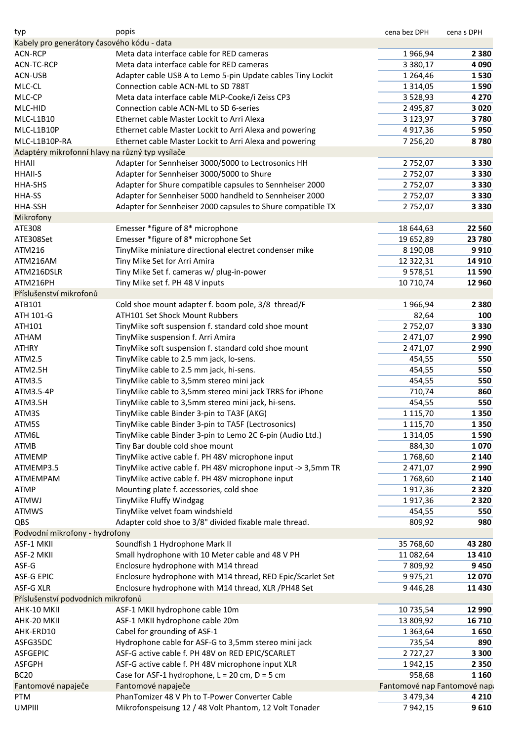| typ | popis | cena bez DPH | cena s DPH |
|---|---|---|---|
| Kabely pro generátory časového kódu - data | | | |
| ACN-RCP | Meta data interface cable for RED cameras | 1 966,94 | **2 380** |
| ACN-TC-RCP | Meta data interface cable for RED cameras | 3 380,17 | **4 090** |
| ACN-USB | Adapter cable USB A to Lemo 5-pin Update cables Tiny Lockit | 1 264,46 | **1 530** |
| MLC-CL | Connection cable ACN-ML to SD 788T | 1 314,05 | **1 590** |
| MLC-CP | Meta data interface cable MLP-Cooke/i Zeiss CP3 | 3 528,93 | **4 270** |
| MLC-HID | Connection cable ACN-ML to SD 6-series | 2 495,87 | **3 020** |
| MLC-L1B10 | Ethernet cable Master Lockit to Arri Alexa | 3 123,97 | **3 780** |
| MLC-L1B10P | Ethernet cable Master Lockit to Arri Alexa and powering | 4 917,36 | **5 950** |
| MLC-L1B10P-RA | Ethernet cable Master Lockit to Arri Alexa and powering | 7 256,20 | **8 780** |
| Adaptéry mikrofonní hlavy na různý typ vysílače | | | |
| HHAII | Adapter for Sennheiser 3000/5000 to Lectrosonics HH | 2 752,07 | **3 330** |
| HHAII-S | Adapter for Sennheiser 3000/5000 to Shure | 2 752,07 | **3 330** |
| HHA-SHS | Adapter for Shure compatible capsules to Sennheiser 2000 | 2 752,07 | **3 330** |
| HHA-SS | Adapter for Sennheiser 5000 handheld to Sennheiser 2000 | 2 752,07 | **3 330** |
| HHA-SSH | Adapter for Sennheiser 2000 capsules to Shure compatible TX | 2 752,07 | **3 330** |
| Mikrofony | | | |
| ATE308 | Emesser *figure of 8* microphone | 18 644,63 | **22 560** |
| ATE308Set | Emesser *figure of 8* microphone Set | 19 652,89 | **23 780** |
| ATM216 | TinyMike miniature directional electret condenser mike | 8 190,08 | **9 910** |
| ATM216AM | Tiny Mike Set for Arri Amira | 12 322,31 | **14 910** |
| ATM216DSLR | Tiny Mike Set f. cameras w/ plug-in-power | 9 578,51 | **11 590** |
| ATM216PH | Tiny Mike set f. PH 48 V inputs | 10 710,74 | **12 960** |
| Příslušenství mikrofonů | | | |
| ATB101 | Cold shoe mount adapter f. boom pole, 3/8 thread/F | 1 966,94 | **2 380** |
| ATH 101-G | ATH101 Set Shock Mount Rubbers | 82,64 | **100** |
| ATH101 | TinyMike soft suspension f. standard cold shoe mount | 2 752,07 | **3 330** |
| ATHAM | TinyMike suspension f. Arri Amira | 2 471,07 | **2 990** |
| ATHRY | TinyMike soft suspension f. standard cold shoe mount | 2 471,07 | **2 990** |
| ATM2.5 | TinyMike cable to 2.5 mm jack, lo-sens. | 454,55 | **550** |
| ATM2.5H | TinyMike cable to 2.5 mm jack, hi-sens. | 454,55 | **550** |
| ATM3.5 | TinyMike cable to 3,5mm stereo mini jack | 454,55 | **550** |
| ATM3.5-4P | TinyMike cable to 3,5mm stereo mini jack TRRS for iPhone | 710,74 | **860** |
| ATM3.5H | TinyMike cable to 3,5mm stereo mini jack, hi-sens. | 454,55 | **550** |
| ATM3S | TinyMike cable Binder 3-pin to TA3F (AKG) | 1 115,70 | **1 350** |
| ATM5S | TinyMike cable Binder 3-pin to TA5F (Lectrosonics) | 1 115,70 | **1 350** |
| ATM6L | TinyMike cable Binder 3-pin to Lemo 2C 6-pin (Audio Ltd.) | 1 314,05 | **1 590** |
| ATMB | Tiny Bar double cold shoe mount | 884,30 | **1 070** |
| ATMEMP | TinyMike active cable f. PH 48V microphone input | 1 768,60 | **2 140** |
| ATMEMP3.5 | TinyMike active cable f. PH 48V microphone input -> 3,5mm TR | 2 471,07 | **2 990** |
| ATMEMPAM | TinyMike active cable f. PH 48V microphone input | 1 768,60 | **2 140** |
| ATMP | Mounting plate f. accessories, cold shoe | 1 917,36 | **2 320** |
| ATMWJ | TinyMike Fluffy Windgag | 1 917,36 | **2 320** |
| ATMWS | TinyMike velvet foam windshield | 454,55 | **550** |
| QBS | Adapter cold shoe to 3/8" divided fixable male thread. | 809,92 | **980** |
| Podvodní mikrofony - hydrofony | | | |
| ASF-1 MKII | Soundfish 1 Hydrophone Mark II | 35 768,60 | **43 280** |
| ASF-2 MKII | Small hydrophone with 10 Meter cable and 48 V PH | 11 082,64 | **13 410** |
| ASF-G | Enclosure hydrophone with M14 thread | 7 809,92 | **9 450** |
| ASF-G EPIC | Enclosure hydrophone with M14 thread, RED Epic/Scarlet Set | 9 975,21 | **12 070** |
| ASF-G XLR | Enclosure hydrophone with M14 thread, XLR /PH48 Set | 9 446,28 | **11 430** |
| Příslušenství podvodních mikrofonů | | | |
| AHK-10 MKII | ASF-1 MKII hydrophone cable 10m | 10 735,54 | **12 990** |
| AHK-20 MKII | ASF-1 MKII hydrophone cable 20m | 13 809,92 | **16 710** |
| AHK-ERD10 | Cabel for grounding of ASF-1 | 1 363,64 | **1 650** |
| ASFG35DC | Hydrophone cable for ASF-G to 3,5mm stereo mini jack | 735,54 | **890** |
| ASFGEPIC | ASF-G active cable f. PH 48V on RED EPIC/SCARLET | 2 727,27 | **3 300** |
| ASFGPH | ASF-G active cable f. PH 48V microphone input XLR | 1 942,15 | **2 350** |
| BC20 | Case for ASF-1 hydrophone, L = 20 cm, D = 5 cm | 958,68 | **1 160** |
| Fantomové napaječe | Fantomové napaječe | Fantomové nap | Fantomové napa |
| PTM | PhanTomizer 48 V Ph to T-Power Converter Cable | 3 479,34 | **4 210** |
| UMPIII | Mikrofonspeisung 12 / 48 Volt Phantom, 12 Volt Tonader | 7 942,15 | **9 610** |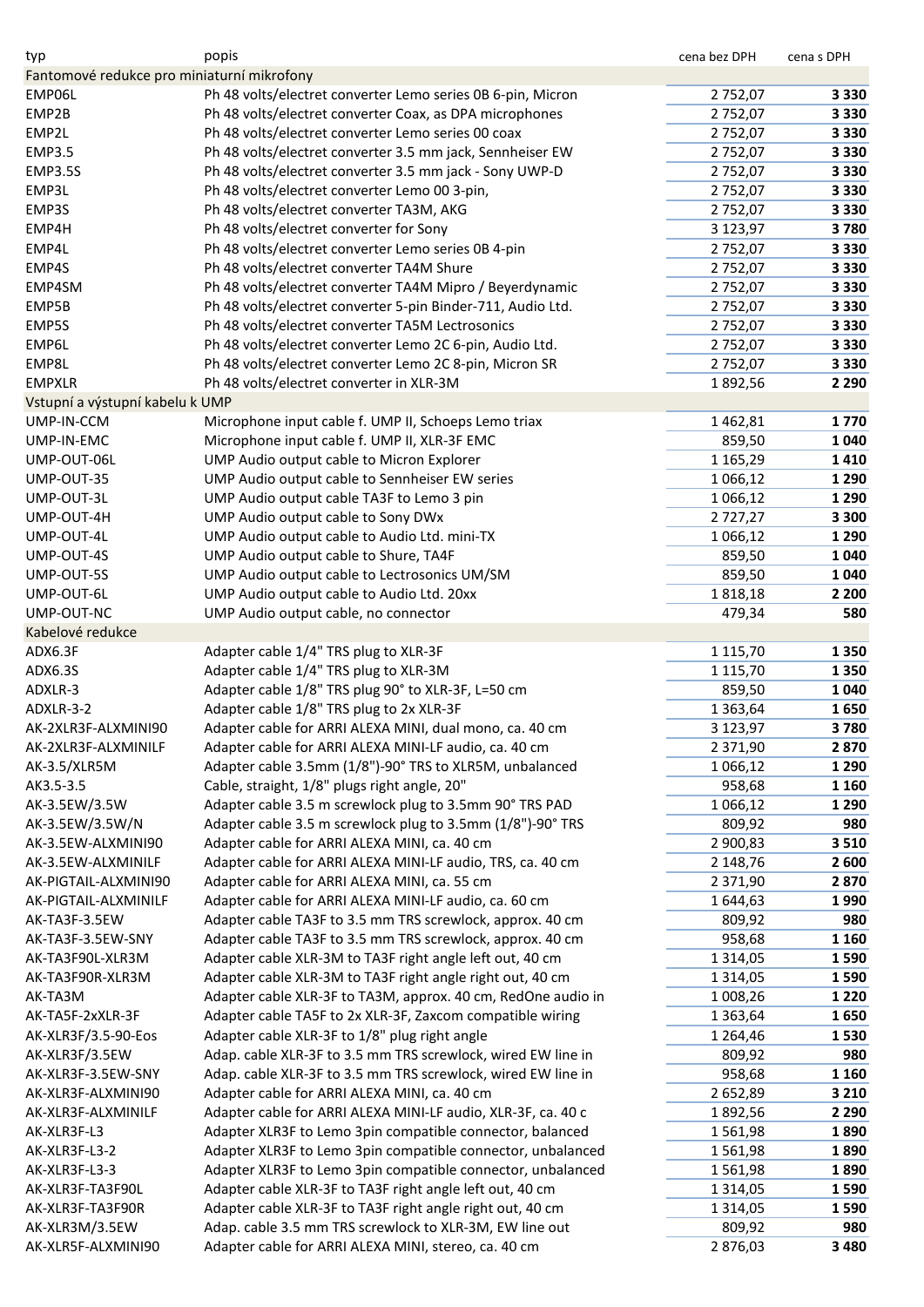| typ | popis | cena bez DPH | cena s DPH |
|---|---|---|---|
| Fantomové redukce pro miniaturní mikrofony | | | |
| EMP06L | Ph 48 volts/electret converter Lemo series 0B 6-pin, Micron | 2 752,07 | **3 330** |
| EMP2B | Ph 48 volts/electret converter Coax, as DPA microphones | 2 752,07 | **3 330** |
| EMP2L | Ph 48 volts/electret converter Lemo series 00 coax | 2 752,07 | **3 330** |
| EMP3.5 | Ph 48 volts/electret converter 3.5 mm jack, Sennheiser EW | 2 752,07 | **3 330** |
| EMP3.5S | Ph 48 volts/electret converter 3.5 mm jack - Sony UWP-D | 2 752,07 | **3 330** |
| EMP3L | Ph 48 volts/electret converter Lemo 00 3-pin, | 2 752,07 | **3 330** |
| EMP3S | Ph 48 volts/electret converter TA3M, AKG | 2 752,07 | **3 330** |
| EMP4H | Ph 48 volts/electret converter for Sony | 3 123,97 | **3 780** |
| EMP4L | Ph 48 volts/electret converter Lemo series 0B 4-pin | 2 752,07 | **3 330** |
| EMP4S | Ph 48 volts/electret converter TA4M Shure | 2 752,07 | **3 330** |
| EMP4SM | Ph 48 volts/electret converter TA4M Mipro / Beyerdynamic | 2 752,07 | **3 330** |
| EMP5B | Ph 48 volts/electret converter 5-pin Binder-711, Audio Ltd. | 2 752,07 | **3 330** |
| EMP5S | Ph 48 volts/electret converter TA5M Lectrosonics | 2 752,07 | **3 330** |
| EMP6L | Ph 48 volts/electret converter Lemo 2C 6-pin, Audio Ltd. | 2 752,07 | **3 330** |
| EMP8L | Ph 48 volts/electret converter Lemo 2C 8-pin, Micron SR | 2 752,07 | **3 330** |
| EMPXLR | Ph 48 volts/electret converter in XLR-3M | 1 892,56 | **2 290** |
| Vstupní a výstupní kabelu k UMP | | | |
| UMP-IN-CCM | Microphone input cable f. UMP II, Schoeps Lemo triax | 1 462,81 | **1 770** |
| UMP-IN-EMC | Microphone input cable f. UMP II, XLR-3F EMC | 859,50 | **1 040** |
| UMP-OUT-06L | UMP Audio output cable to Micron Explorer | 1 165,29 | **1 410** |
| UMP-OUT-35 | UMP Audio output cable to Sennheiser EW series | 1 066,12 | **1 290** |
| UMP-OUT-3L | UMP Audio output cable TA3F to Lemo 3 pin | 1 066,12 | **1 290** |
| UMP-OUT-4H | UMP Audio output cable to Sony DWx | 2 727,27 | **3 300** |
| UMP-OUT-4L | UMP Audio output cable to Audio Ltd. mini-TX | 1 066,12 | **1 290** |
| UMP-OUT-4S | UMP Audio output cable to Shure, TA4F | 859,50 | **1 040** |
| UMP-OUT-5S | UMP Audio output cable to Lectrosonics UM/SM | 859,50 | **1 040** |
| UMP-OUT-6L | UMP Audio output cable to Audio Ltd. 20xx | 1 818,18 | **2 200** |
| UMP-OUT-NC | UMP Audio output cable, no connector | 479,34 | **580** |
| Kabelové redukce | | | |
| ADX6.3F | Adapter cable 1/4" TRS plug to XLR-3F | 1 115,70 | **1 350** |
| ADX6.3S | Adapter cable 1/4" TRS plug to XLR-3M | 1 115,70 | **1 350** |
| ADXLR-3 | Adapter cable 1/8" TRS plug 90° to XLR-3F, L=50 cm | 859,50 | **1 040** |
| ADXLR-3-2 | Adapter cable 1/8" TRS plug to 2x XLR-3F | 1 363,64 | **1 650** |
| AK-2XLR3F-ALXMINI90 | Adapter cable for ARRI ALEXA MINI, dual mono, ca. 40 cm | 3 123,97 | **3 780** |
| AK-2XLR3F-ALXMINILF | Adapter cable for ARRI ALEXA MINI-LF audio, ca. 40 cm | 2 371,90 | **2 870** |
| AK-3.5/XLR5M | Adapter cable 3.5mm (1/8")-90° TRS to XLR5M, unbalanced | 1 066,12 | **1 290** |
| AK3.5-3.5 | Cable, straight, 1/8" plugs right angle, 20" | 958,68 | **1 160** |
| AK-3.5EW/3.5W | Adapter cable 3.5 m screwlock plug to 3.5mm 90° TRS PAD | 1 066,12 | **1 290** |
| AK-3.5EW/3.5W/N | Adapter cable 3.5 m screwlock plug to 3.5mm (1/8")-90° TRS | 809,92 | **980** |
| AK-3.5EW-ALXMINI90 | Adapter cable for ARRI ALEXA MINI, ca. 40 cm | 2 900,83 | **3 510** |
| AK-3.5EW-ALXMINILF | Adapter cable for ARRI ALEXA MINI-LF audio, TRS, ca. 40 cm | 2 148,76 | **2 600** |
| AK-PIGTAIL-ALXMINI90 | Adapter cable for ARRI ALEXA MINI, ca. 55 cm | 2 371,90 | **2 870** |
| AK-PIGTAIL-ALXMINILF | Adapter cable for ARRI ALEXA MINI-LF audio, ca. 60 cm | 1 644,63 | **1 990** |
| AK-TA3F-3.5EW | Adapter cable TA3F to 3.5 mm TRS screwlock, approx. 40 cm | 809,92 | **980** |
| AK-TA3F-3.5EW-SNY | Adapter cable TA3F to 3.5 mm TRS screwlock, approx. 40 cm | 958,68 | **1 160** |
| AK-TA3F90L-XLR3M | Adapter cable XLR-3M to TA3F right angle left out, 40 cm | 1 314,05 | **1 590** |
| AK-TA3F90R-XLR3M | Adapter cable XLR-3M to TA3F right angle right out, 40 cm | 1 314,05 | **1 590** |
| AK-TA3M | Adapter cable XLR-3F to TA3M, approx. 40 cm, RedOne audio in | 1 008,26 | **1 220** |
| AK-TA5F-2xXLR-3F | Adapter cable TA5F to 2x XLR-3F, Zaxcom compatible wiring | 1 363,64 | **1 650** |
| AK-XLR3F/3.5-90-Eos | Adapter cable XLR-3F to 1/8" plug right angle | 1 264,46 | **1 530** |
| AK-XLR3F/3.5EW | Adap. cable XLR-3F to 3.5 mm TRS screwlock, wired EW line in | 809,92 | **980** |
| AK-XLR3F-3.5EW-SNY | Adap. cable XLR-3F to 3.5 mm TRS screwlock, wired EW line in | 958,68 | **1 160** |
| AK-XLR3F-ALXMINI90 | Adapter cable for ARRI ALEXA MINI, ca. 40 cm | 2 652,89 | **3 210** |
| AK-XLR3F-ALXMINILF | Adapter cable for ARRI ALEXA MINI-LF audio, XLR-3F, ca. 40 c | 1 892,56 | **2 290** |
| AK-XLR3F-L3 | Adapter XLR3F to Lemo 3pin compatible connector, balanced | 1 561,98 | **1 890** |
| AK-XLR3F-L3-2 | Adapter XLR3F to Lemo 3pin compatible connector, unbalanced | 1 561,98 | **1 890** |
| AK-XLR3F-L3-3 | Adapter XLR3F to Lemo 3pin compatible connector, unbalanced | 1 561,98 | **1 890** |
| AK-XLR3F-TA3F90L | Adapter cable XLR-3F to TA3F right angle left out, 40 cm | 1 314,05 | **1 590** |
| AK-XLR3F-TA3F90R | Adapter cable XLR-3F to TA3F right angle right out, 40 cm | 1 314,05 | **1 590** |
| AK-XLR3M/3.5EW | Adap. cable 3.5 mm TRS screwlock to XLR-3M, EW line out | 809,92 | **980** |
| AK-XLR5F-ALXMINI90 | Adapter cable for ARRI ALEXA MINI, stereo, ca. 40 cm | 2 876,03 | **3 480** |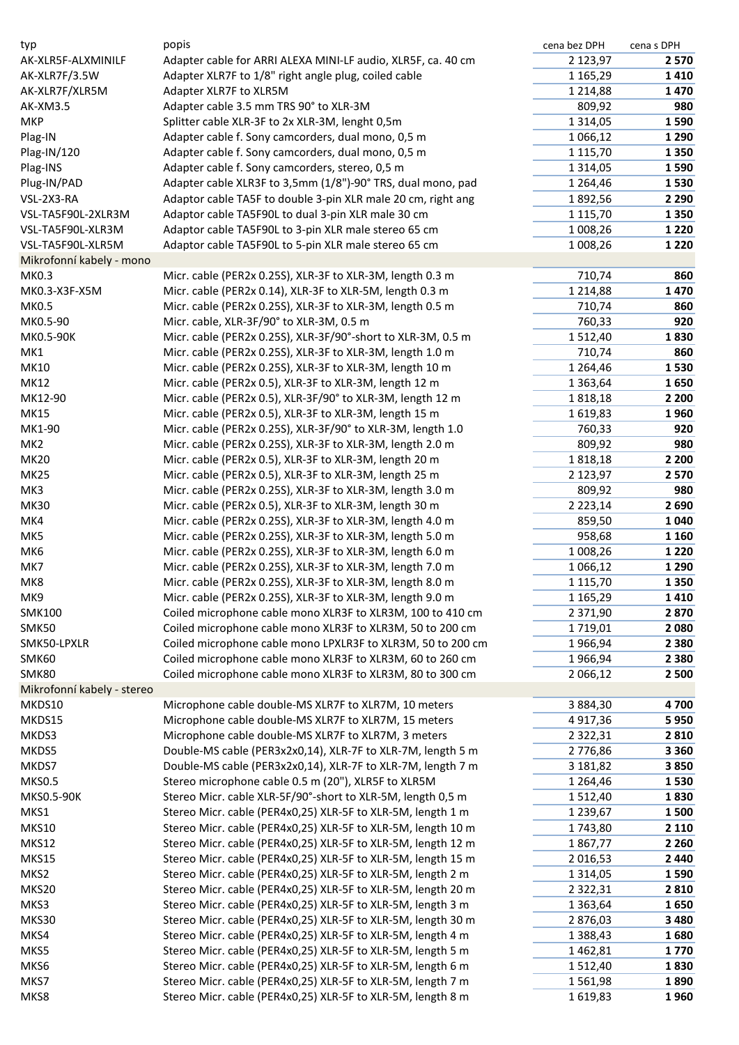| typ | popis | cena bez DPH | cena s DPH |
|---|---|---|---|
| AK-XLR5F-ALXMINILF | Adapter cable for ARRI ALEXA MINI-LF audio, XLR5F, ca. 40 cm | 2 123,97 | **2 570** |
| AK-XLR7F/3.5W | Adapter XLR7F to 1/8" right angle plug, coiled cable | 1 165,29 | **1 410** |
| AK-XLR7F/XLR5M | Adapter XLR7F to XLR5M | 1 214,88 | **1 470** |
| AK-XM3.5 | Adapter cable 3.5 mm TRS 90° to XLR-3M | 809,92 | **980** |
| MKP | Splitter cable XLR-3F to 2x XLR-3M, lenght 0,5m | 1 314,05 | **1 590** |
| Plag-IN | Adapter cable f. Sony camcorders, dual mono, 0,5 m | 1 066,12 | **1 290** |
| Plag-IN/120 | Adapter cable f. Sony camcorders, dual mono, 0,5 m | 1 115,70 | **1 350** |
| Plag-INS | Adapter cable f. Sony camcorders, stereo, 0,5 m | 1 314,05 | **1 590** |
| Plug-IN/PAD | Adapter cable XLR3F to 3,5mm (1/8")-90° TRS, dual mono, pad | 1 264,46 | **1 530** |
| VSL-2X3-RA | Adaptor cable TA5F to double 3-pin XLR male 20 cm, right ang | 1 892,56 | **2 290** |
| VSL-TA5F90L-2XLR3M | Adaptor cable TA5F90L to dual 3-pin XLR male 30 cm | 1 115,70 | **1 350** |
| VSL-TA5F90L-XLR3M | Adaptor cable TA5F90L to 3-pin XLR male stereo 65 cm | 1 008,26 | **1 220** |
| VSL-TA5F90L-XLR5M | Adaptor cable TA5F90L to 5-pin XLR male stereo 65 cm | 1 008,26 | **1 220** |
| Mikrofonní kabely - mono | | | |
| MK0.3 | Micr. cable (PER2x 0.25S), XLR-3F to XLR-3M, length 0.3 m | 710,74 | **860** |
| MK0.3-X3F-X5M | Micr. cable (PER2x 0.14), XLR-3F to XLR-5M, length 0.3 m | 1 214,88 | **1 470** |
| MK0.5 | Micr. cable (PER2x 0.25S), XLR-3F to XLR-3M, length 0.5 m | 710,74 | **860** |
| MK0.5-90 | Micr. cable, XLR-3F/90° to XLR-3M, 0.5 m | 760,33 | **920** |
| MK0.5-90K | Micr. cable (PER2x 0.25S), XLR-3F/90°-short to XLR-3M, 0.5 m | 1 512,40 | **1 830** |
| MK1 | Micr. cable (PER2x 0.25S), XLR-3F to XLR-3M, length 1.0 m | 710,74 | **860** |
| MK10 | Micr. cable (PER2x 0.25S), XLR-3F to XLR-3M, length 10 m | 1 264,46 | **1 530** |
| MK12 | Micr. cable (PER2x 0.5), XLR-3F to XLR-3M, length 12 m | 1 363,64 | **1 650** |
| MK12-90 | Micr. cable (PER2x 0.5), XLR-3F/90° to XLR-3M, length 12 m | 1 818,18 | **2 200** |
| MK15 | Micr. cable (PER2x 0.5), XLR-3F to XLR-3M, length 15 m | 1 619,83 | **1 960** |
| MK1-90 | Micr. cable (PER2x 0.25S), XLR-3F/90° to XLR-3M, length 1.0 | 760,33 | **920** |
| MK2 | Micr. cable (PER2x 0.25S), XLR-3F to XLR-3M, length 2.0 m | 809,92 | **980** |
| MK20 | Micr. cable (PER2x 0.5), XLR-3F to XLR-3M, length 20 m | 1 818,18 | **2 200** |
| MK25 | Micr. cable (PER2x 0.5), XLR-3F to XLR-3M, length 25 m | 2 123,97 | **2 570** |
| MK3 | Micr. cable (PER2x 0.25S), XLR-3F to XLR-3M, length 3.0 m | 809,92 | **980** |
| MK30 | Micr. cable (PER2x 0.5), XLR-3F to XLR-3M, length 30 m | 2 223,14 | **2 690** |
| MK4 | Micr. cable (PER2x 0.25S), XLR-3F to XLR-3M, length 4.0 m | 859,50 | **1 040** |
| MK5 | Micr. cable (PER2x 0.25S), XLR-3F to XLR-3M, length 5.0 m | 958,68 | **1 160** |
| MK6 | Micr. cable (PER2x 0.25S), XLR-3F to XLR-3M, length 6.0 m | 1 008,26 | **1 220** |
| MK7 | Micr. cable (PER2x 0.25S), XLR-3F to XLR-3M, length 7.0 m | 1 066,12 | **1 290** |
| MK8 | Micr. cable (PER2x 0.25S), XLR-3F to XLR-3M, length 8.0 m | 1 115,70 | **1 350** |
| MK9 | Micr. cable (PER2x 0.25S), XLR-3F to XLR-3M, length 9.0 m | 1 165,29 | **1 410** |
| SMK100 | Coiled microphone cable mono XLR3F to XLR3M, 100 to 410 cm | 2 371,90 | **2 870** |
| SMK50 | Coiled microphone cable mono XLR3F to XLR3M, 50 to 200 cm | 1 719,01 | **2 080** |
| SMK50-LPXLR | Coiled microphone cable mono LPXLR3F to XLR3M, 50 to 200 cm | 1 966,94 | **2 380** |
| SMK60 | Coiled microphone cable mono XLR3F to XLR3M, 60 to 260 cm | 1 966,94 | **2 380** |
| SMK80 | Coiled microphone cable mono XLR3F to XLR3M, 80 to 300 cm | 2 066,12 | **2 500** |
| Mikrofonní kabely - stereo | | | |
| MKDS10 | Microphone cable double-MS XLR7F to XLR7M, 10 meters | 3 884,30 | **4 700** |
| MKDS15 | Microphone cable double-MS XLR7F to XLR7M, 15 meters | 4 917,36 | **5 950** |
| MKDS3 | Microphone cable double-MS XLR7F to XLR7M, 3 meters | 2 322,31 | **2 810** |
| MKDS5 | Double-MS cable (PER3x2x0,14), XLR-7F to XLR-7M, length 5 m | 2 776,86 | **3 360** |
| MKDS7 | Double-MS cable (PER3x2x0,14), XLR-7F to XLR-7M, length 7 m | 3 181,82 | **3 850** |
| MKS0.5 | Stereo microphone cable 0.5 m (20"), XLR5F to XLR5M | 1 264,46 | **1 530** |
| MKS0.5-90K | Stereo Micr. cable XLR-5F/90°-short to XLR-5M, length 0,5 m | 1 512,40 | **1 830** |
| MKS1 | Stereo Micr. cable (PER4x0,25) XLR-5F to XLR-5M, length 1 m | 1 239,67 | **1 500** |
| MKS10 | Stereo Micr. cable (PER4x0,25) XLR-5F to XLR-5M, length 10 m | 1 743,80 | **2 110** |
| MKS12 | Stereo Micr. cable (PER4x0,25) XLR-5F to XLR-5M, length 12 m | 1 867,77 | **2 260** |
| MKS15 | Stereo Micr. cable (PER4x0,25) XLR-5F to XLR-5M, length 15 m | 2 016,53 | **2 440** |
| MKS2 | Stereo Micr. cable (PER4x0,25) XLR-5F to XLR-5M, length 2 m | 1 314,05 | **1 590** |
| MKS20 | Stereo Micr. cable (PER4x0,25) XLR-5F to XLR-5M, length 20 m | 2 322,31 | **2 810** |
| MKS3 | Stereo Micr. cable (PER4x0,25) XLR-5F to XLR-5M, length 3 m | 1 363,64 | **1 650** |
| MKS30 | Stereo Micr. cable (PER4x0,25) XLR-5F to XLR-5M, length 30 m | 2 876,03 | **3 480** |
| MKS4 | Stereo Micr. cable (PER4x0,25) XLR-5F to XLR-5M, length 4 m | 1 388,43 | **1 680** |
| MKS5 | Stereo Micr. cable (PER4x0,25) XLR-5F to XLR-5M, length 5 m | 1 462,81 | **1 770** |
| MKS6 | Stereo Micr. cable (PER4x0,25) XLR-5F to XLR-5M, length 6 m | 1 512,40 | **1 830** |
| MKS7 | Stereo Micr. cable (PER4x0,25) XLR-5F to XLR-5M, length 7 m | 1 561,98 | **1 890** |
| MKS8 | Stereo Micr. cable (PER4x0,25) XLR-5F to XLR-5M, length 8 m | 1 619,83 | **1 960** |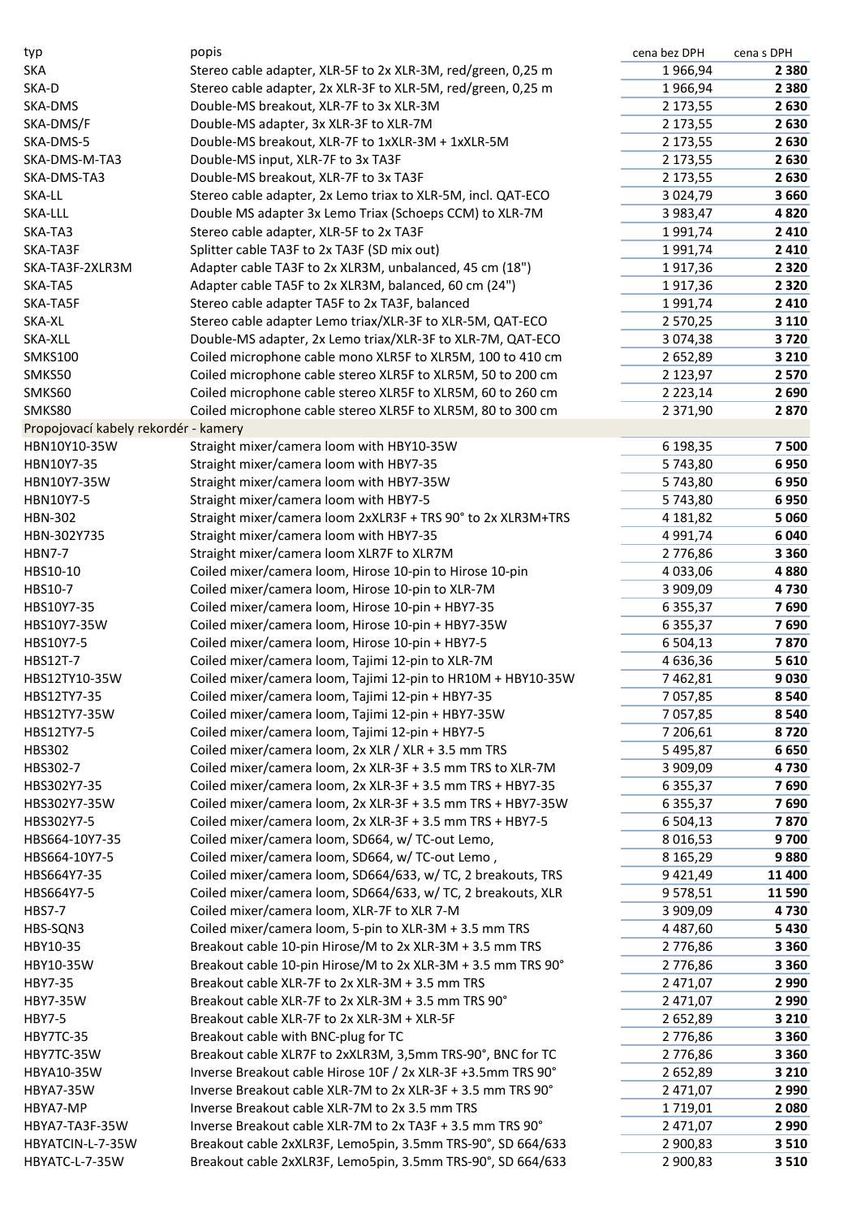| typ | popis | cena bez DPH | cena s DPH |
|---|---|---|---|
| SKA | Stereo cable adapter, XLR-5F to 2x XLR-3M, red/green, 0,25 m | 1 966,94 | **2 380** |
| SKA-D | Stereo cable adapter, 2x XLR-3F to XLR-5M, red/green, 0,25 m | 1 966,94 | **2 380** |
| SKA-DMS | Double-MS breakout, XLR-7F to 3x XLR-3M | 2 173,55 | **2 630** |
| SKA-DMS/F | Double-MS adapter, 3x XLR-3F to XLR-7M | 2 173,55 | **2 630** |
| SKA-DMS-5 | Double-MS breakout, XLR-7F to 1xXLR-3M + 1xXLR-5M | 2 173,55 | **2 630** |
| SKA-DMS-M-TA3 | Double-MS input, XLR-7F to 3x TA3F | 2 173,55 | **2 630** |
| SKA-DMS-TA3 | Double-MS breakout, XLR-7F to 3x TA3F | 2 173,55 | **2 630** |
| SKA-LL | Stereo cable adapter, 2x Lemo triax to XLR-5M, incl. QAT-ECO | 3 024,79 | **3 660** |
| SKA-LLL | Double MS adapter 3x Lemo Triax (Schoeps CCM) to XLR-7M | 3 983,47 | **4 820** |
| SKA-TA3 | Stereo cable adapter, XLR-5F to 2x TA3F | 1 991,74 | **2 410** |
| SKA-TA3F | Splitter cable TA3F to 2x TA3F (SD mix out) | 1 991,74 | **2 410** |
| SKA-TA3F-2XLR3M | Adapter cable TA3F to 2x XLR3M, unbalanced, 45 cm (18") | 1 917,36 | **2 320** |
| SKA-TA5 | Adapter cable TA5F to 2x XLR3M, balanced, 60 cm (24") | 1 917,36 | **2 320** |
| SKA-TA5F | Stereo cable adapter TA5F to 2x TA3F, balanced | 1 991,74 | **2 410** |
| SKA-XL | Stereo cable adapter Lemo triax/XLR-3F to XLR-5M, QAT-ECO | 2 570,25 | **3 110** |
| SKA-XLL | Double-MS adapter, 2x Lemo triax/XLR-3F to XLR-7M, QAT-ECO | 3 074,38 | **3 720** |
| SMKS100 | Coiled microphone cable mono XLR5F to XLR5M, 100 to 410 cm | 2 652,89 | **3 210** |
| SMKS50 | Coiled microphone cable stereo XLR5F to XLR5M, 50 to 200 cm | 2 123,97 | **2 570** |
| SMKS60 | Coiled microphone cable stereo XLR5F to XLR5M, 60 to 260 cm | 2 223,14 | **2 690** |
| SMKS80 | Coiled microphone cable stereo XLR5F to XLR5M, 80 to 300 cm | 2 371,90 | **2 870** |
| Propojovací kabely rekordér - kamery | | | |
| HBN10Y10-35W | Straight mixer/camera loom with HBY10-35W | 6 198,35 | **7 500** |
| HBN10Y7-35 | Straight mixer/camera loom with HBY7-35 | 5 743,80 | **6 950** |
| HBN10Y7-35W | Straight mixer/camera loom with HBY7-35W | 5 743,80 | **6 950** |
| HBN10Y7-5 | Straight mixer/camera loom with HBY7-5 | 5 743,80 | **6 950** |
| HBN-302 | Straight mixer/camera loom 2xXLR3F + TRS 90° to 2x XLR3M+TRS | 4 181,82 | **5 060** |
| HBN-302Y735 | Straight mixer/camera loom with HBY7-35 | 4 991,74 | **6 040** |
| HBN7-7 | Straight mixer/camera loom XLR7F to XLR7M | 2 776,86 | **3 360** |
| HBS10-10 | Coiled mixer/camera loom, Hirose 10-pin to Hirose 10-pin | 4 033,06 | **4 880** |
| HBS10-7 | Coiled mixer/camera loom, Hirose 10-pin to XLR-7M | 3 909,09 | **4 730** |
| HBS10Y7-35 | Coiled mixer/camera loom, Hirose 10-pin + HBY7-35 | 6 355,37 | **7 690** |
| HBS10Y7-35W | Coiled mixer/camera loom, Hirose 10-pin + HBY7-35W | 6 355,37 | **7 690** |
| HBS10Y7-5 | Coiled mixer/camera loom, Hirose 10-pin + HBY7-5 | 6 504,13 | **7 870** |
| HBS12T-7 | Coiled mixer/camera loom, Tajimi 12-pin to XLR-7M | 4 636,36 | **5 610** |
| HBS12TY10-35W | Coiled mixer/camera loom, Tajimi 12-pin to HR10M + HBY10-35W | 7 462,81 | **9 030** |
| HBS12TY7-35 | Coiled mixer/camera loom, Tajimi 12-pin + HBY7-35 | 7 057,85 | **8 540** |
| HBS12TY7-35W | Coiled mixer/camera loom, Tajimi 12-pin + HBY7-35W | 7 057,85 | **8 540** |
| HBS12TY7-5 | Coiled mixer/camera loom, Tajimi 12-pin + HBY7-5 | 7 206,61 | **8 720** |
| HBS302 | Coiled mixer/camera loom, 2x XLR / XLR + 3.5 mm TRS | 5 495,87 | **6 650** |
| HBS302-7 | Coiled mixer/camera loom, 2x XLR-3F + 3.5 mm TRS to XLR-7M | 3 909,09 | **4 730** |
| HBS302Y7-35 | Coiled mixer/camera loom, 2x XLR-3F + 3.5 mm TRS + HBY7-35 | 6 355,37 | **7 690** |
| HBS302Y7-35W | Coiled mixer/camera loom, 2x XLR-3F + 3.5 mm TRS + HBY7-35W | 6 355,37 | **7 690** |
| HBS302Y7-5 | Coiled mixer/camera loom, 2x XLR-3F + 3.5 mm TRS + HBY7-5 | 6 504,13 | **7 870** |
| HBS664-10Y7-35 | Coiled mixer/camera loom, SD664, w/ TC-out Lemo, | 8 016,53 | **9 700** |
| HBS664-10Y7-5 | Coiled mixer/camera loom, SD664, w/ TC-out Lemo , | 8 165,29 | **9 880** |
| HBS664Y7-35 | Coiled mixer/camera loom, SD664/633, w/ TC, 2 breakouts, TRS | 9 421,49 | **11 400** |
| HBS664Y7-5 | Coiled mixer/camera loom, SD664/633, w/ TC, 2 breakouts, XLR | 9 578,51 | **11 590** |
| HBS7-7 | Coiled mixer/camera loom, XLR-7F to XLR 7-M | 3 909,09 | **4 730** |
| HBS-SQN3 | Coiled mixer/camera loom, 5-pin to XLR-3M + 3.5 mm TRS | 4 487,60 | **5 430** |
| HBY10-35 | Breakout cable 10-pin Hirose/M to 2x XLR-3M + 3.5 mm TRS | 2 776,86 | **3 360** |
| HBY10-35W | Breakout cable 10-pin Hirose/M to 2x XLR-3M + 3.5 mm TRS 90° | 2 776,86 | **3 360** |
| HBY7-35 | Breakout cable XLR-7F to 2x XLR-3M + 3.5 mm TRS | 2 471,07 | **2 990** |
| HBY7-35W | Breakout cable XLR-7F to 2x XLR-3M + 3.5 mm TRS 90° | 2 471,07 | **2 990** |
| HBY7-5 | Breakout cable XLR-7F to 2x XLR-3M + XLR-5F | 2 652,89 | **3 210** |
| HBY7TC-35 | Breakout cable with BNC-plug for TC | 2 776,86 | **3 360** |
| HBY7TC-35W | Breakout cable XLR7F to 2xXLR3M, 3,5mm TRS-90°, BNC for TC | 2 776,86 | **3 360** |
| HBYA10-35W | Inverse Breakout cable Hirose 10F / 2x XLR-3F +3.5mm TRS 90° | 2 652,89 | **3 210** |
| HBYA7-35W | Inverse Breakout cable XLR-7M to 2x XLR-3F + 3.5 mm TRS 90° | 2 471,07 | **2 990** |
| HBYA7-MP | Inverse Breakout cable XLR-7M to 2x 3.5 mm TRS | 1 719,01 | **2 080** |
| HBYA7-TA3F-35W | Inverse Breakout cable XLR-7M to 2x TA3F + 3.5 mm TRS 90° | 2 471,07 | **2 990** |
| HBYATCIN-L-7-35W | Breakout cable 2xXLR3F, Lemo5pin, 3.5mm TRS-90°, SD 664/633 | 2 900,83 | **3 510** |
| HBYATC-L-7-35W | Breakout cable 2xXLR3F, Lemo5pin, 3.5mm TRS-90°, SD 664/633 | 2 900,83 | **3 510** |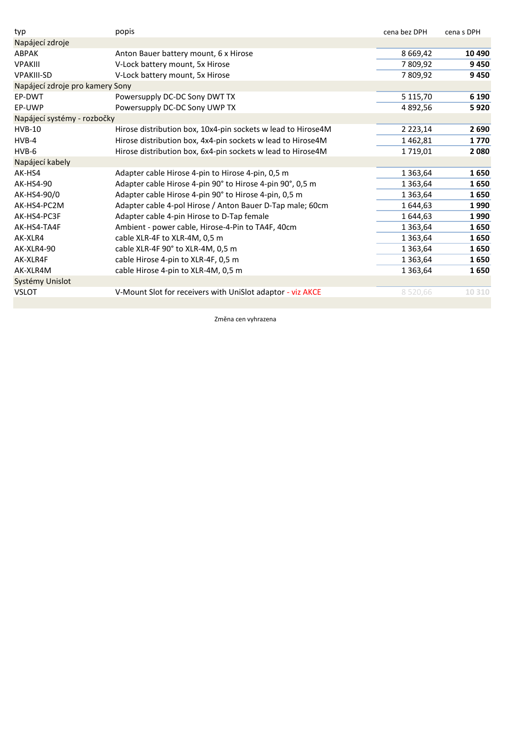| typ | popis | cena bez DPH | cena s DPH |
|---|---|---|---|
| Napájecí zdroje | | | |
| ABPAK | Anton Bauer battery mount, 6 x Hirose | 8 669,42 | **10 490** |
| VPAKIII | V-Lock battery mount, 5x Hirose | 7 809,92 | **9 450** |
| VPAKIII-SD | V-Lock battery mount, 5x Hirose | 7 809,92 | **9 450** |
| Napájecí zdroje pro kamery Sony | | | |
| EP-DWT | Powersupply DC-DC Sony DWT TX | 5 115,70 | **6 190** |
| EP-UWP | Powersupply DC-DC Sony UWP TX | 4 892,56 | **5 920** |
| Napájecí systémy - rozbočky | | | |
| HVB-10 | Hirose distribution box, 10x4-pin sockets w lead to Hirose4M | 2 223,14 | **2 690** |
| HVB-4 | Hirose distribution box, 4x4-pin sockets w lead to Hirose4M | 1 462,81 | **1 770** |
| HVB-6 | Hirose distribution box, 6x4-pin sockets w lead to Hirose4M | 1 719,01 | **2 080** |
| Napájecí kabely | | | |
| AK-HS4 | Adapter cable Hirose 4-pin to Hirose 4-pin, 0,5 m | 1 363,64 | **1 650** |
| AK-HS4-90 | Adapter cable Hirose 4-pin 90° to Hirose 4-pin 90°, 0,5 m | 1 363,64 | **1 650** |
| AK-HS4-90/0 | Adapter cable Hirose 4-pin 90° to Hirose 4-pin, 0,5 m | 1 363,64 | **1 650** |
| AK-HS4-PC2M | Adapter cable 4-pol Hirose / Anton Bauer D-Tap male; 60cm | 1 644,63 | **1 990** |
| AK-HS4-PC3F | Adapter cable 4-pin Hirose to D-Tap female | 1 644,63 | **1 990** |
| AK-HS4-TA4F | Ambient - power cable, Hirose-4-Pin to TA4F, 40cm | 1 363,64 | **1 650** |
| AK-XLR4 | cable XLR-4F to XLR-4M, 0,5 m | 1 363,64 | **1 650** |
| AK-XLR4-90 | cable XLR-4F 90° to XLR-4M, 0,5 m | 1 363,64 | **1 650** |
| AK-XLR4F | cable Hirose 4-pin to XLR-4F, 0,5 m | 1 363,64 | **1 650** |
| AK-XLR4M | cable Hirose 4-pin to XLR-4M, 0,5 m | 1 363,64 | **1 650** |
| Systémy Unislot | | | |
| VSLOT | V-Mount Slot for receivers with UniSlot adaptor - viz AKCE | 8 520,66 | **10 310** |

Změna cen vyhrazena